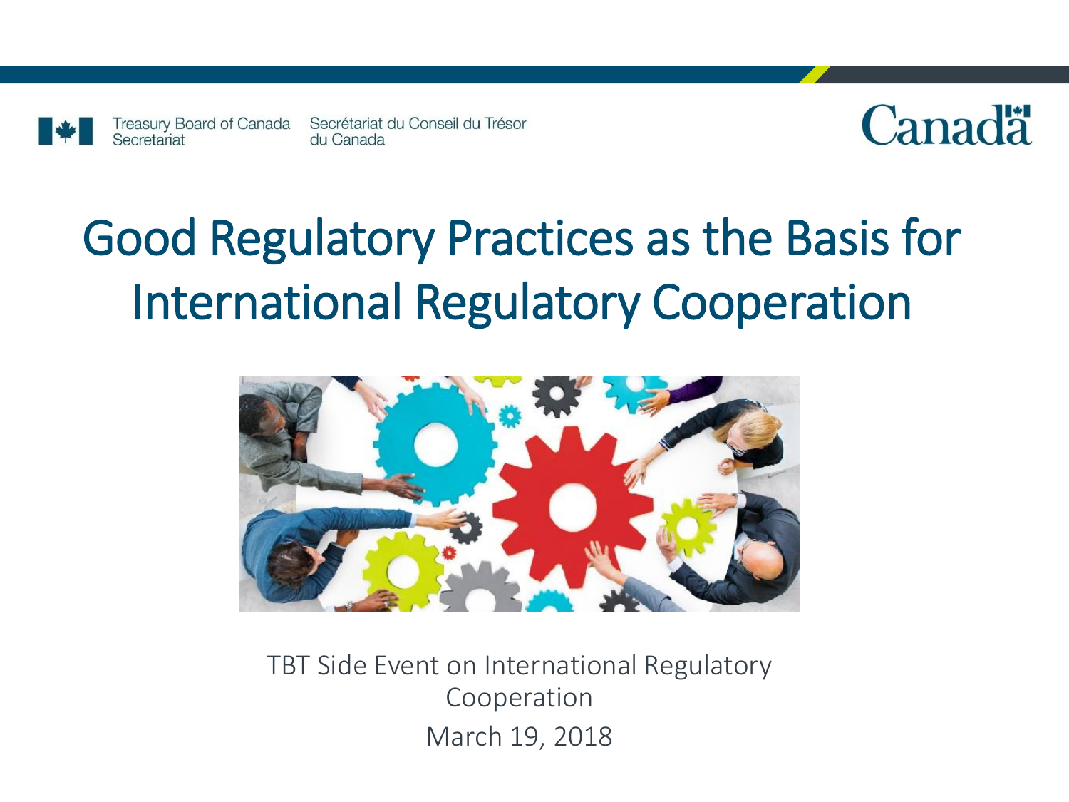Treasury Board of Canada Secretariat | Secrétariat du Conseil du Trésor du Canada

Canadä

# Good Regulatory Practices as the Basis for International Regulatory Cooperation

TBT Side Event on International Regulatory Cooperation

March 19, 2018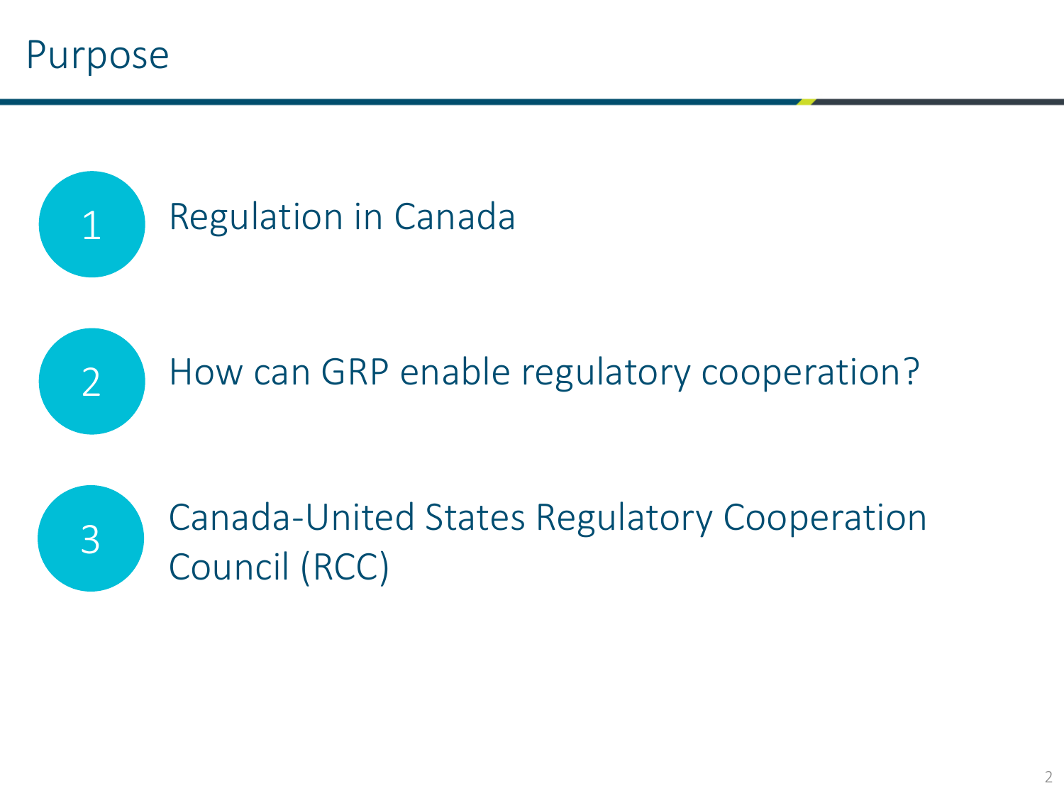# Purpose

1. Regulation in Canada
2. How can GRP enable regulatory cooperation?
3. Canada-United States Regulatory Cooperation Council (RCC)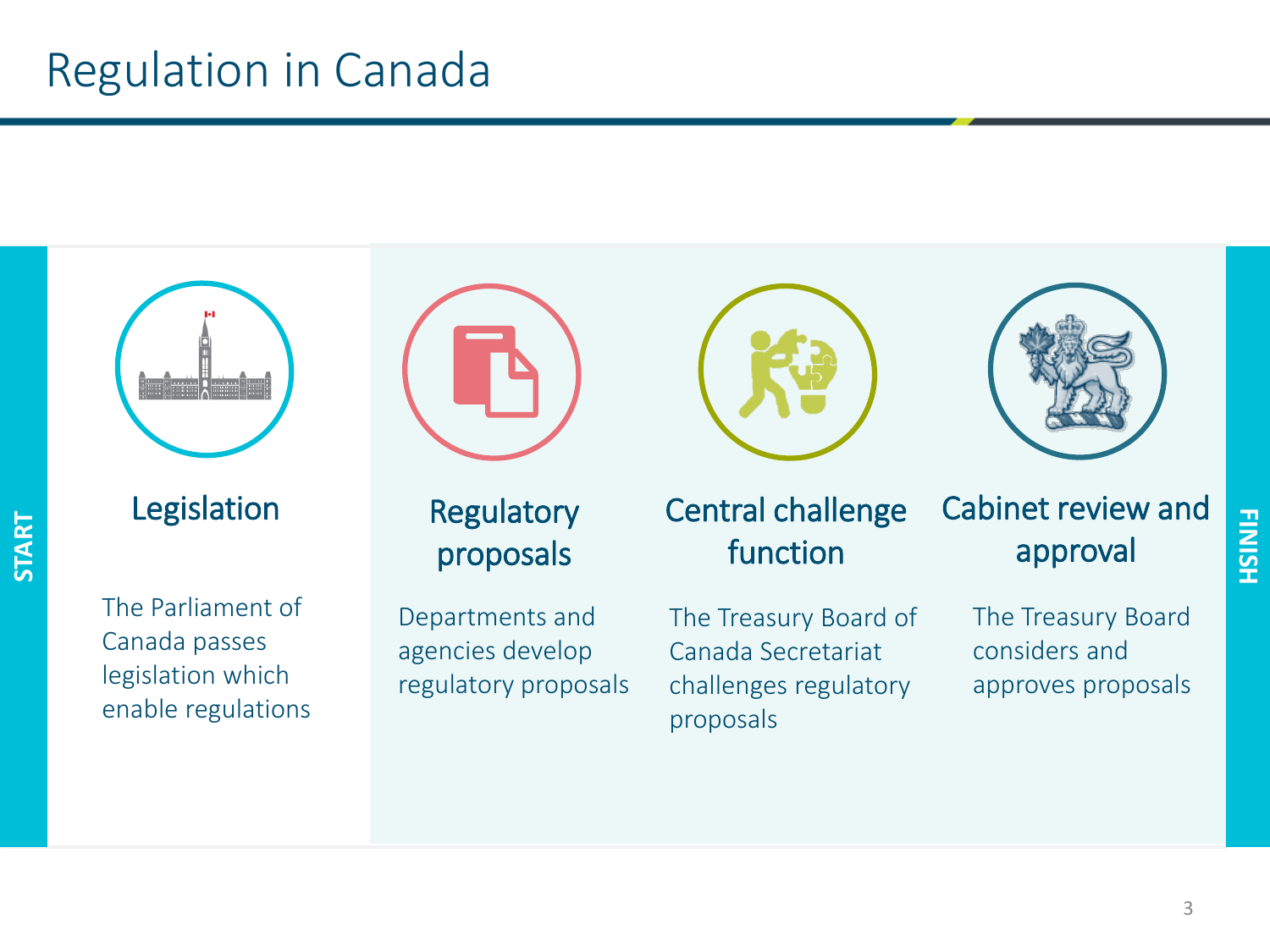# Regulation in Canada

START

### Legislation

The Parliament of Canada passes legislation which enable regulations

### Regulatory proposals

Departments and agencies develop regulatory proposals

### Central challenge function

The Treasury Board of Canada Secretariat challenges regulatory proposals

### Cabinet review and approval

The Treasury Board considers and approves proposals

FINISH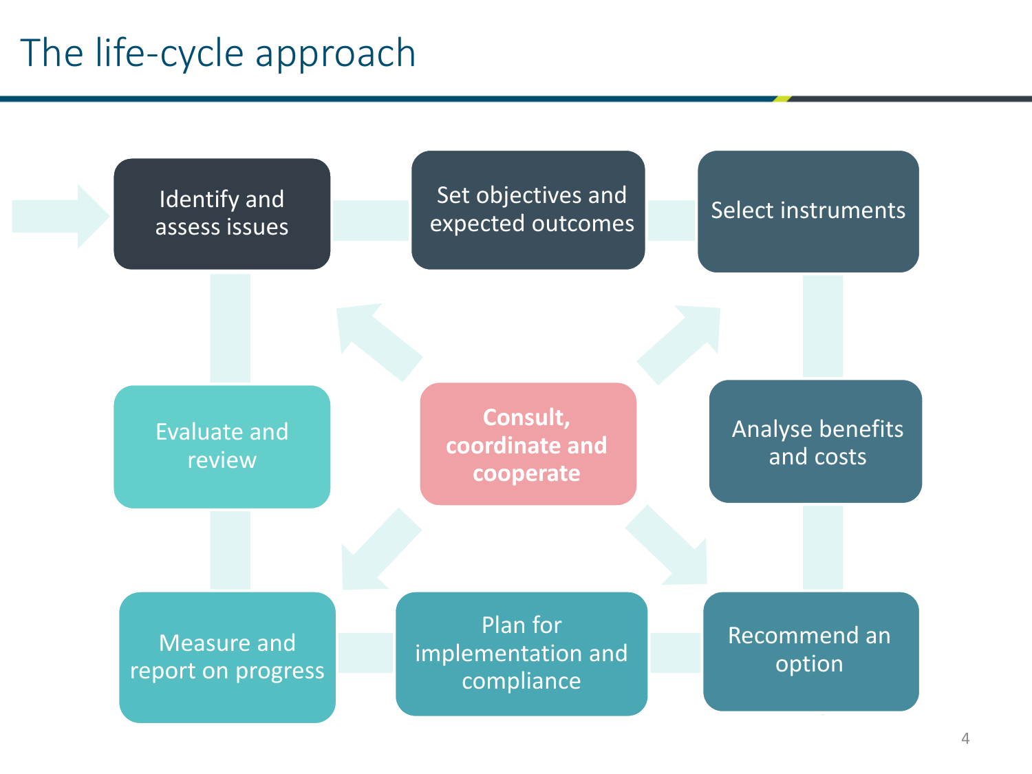# The life-cycle approach

- Identify and assess issues
- Set objectives and expected outcomes
- Select instruments
- Analyse benefits and costs
- Recommend an option
- Plan for implementation and compliance
- Measure and report on progress
- Evaluate and review

**Consult, coordinate and cooperate**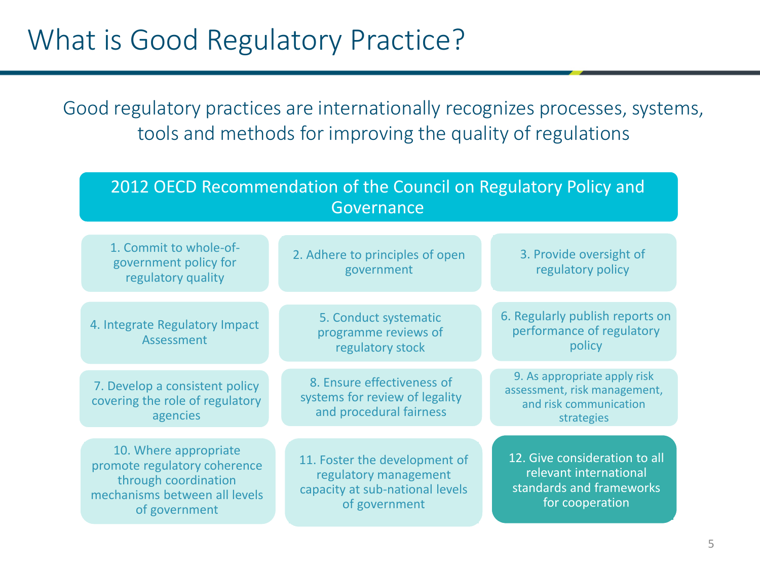# What is Good Regulatory Practice?

Good regulatory practices are internationally recognizes processes, systems, tools and methods for improving the quality of regulations

## 2012 OECD Recommendation of the Council on Regulatory Policy and Governance

1. Commit to whole-of-government policy for regulatory quality
2. Adhere to principles of open government
3. Provide oversight of regulatory policy
4. Integrate Regulatory Impact Assessment
5. Conduct systematic programme reviews of regulatory stock
6. Regularly publish reports on performance of regulatory policy
7. Develop a consistent policy covering the role of regulatory agencies
8. Ensure effectiveness of systems for review of legality and procedural fairness
9. As appropriate apply risk assessment, risk management, and risk communication strategies
10. Where appropriate promote regulatory coherence through coordination mechanisms between all levels of government
11. Foster the development of regulatory management capacity at sub-national levels of government
12. Give consideration to all relevant international standards and frameworks for cooperation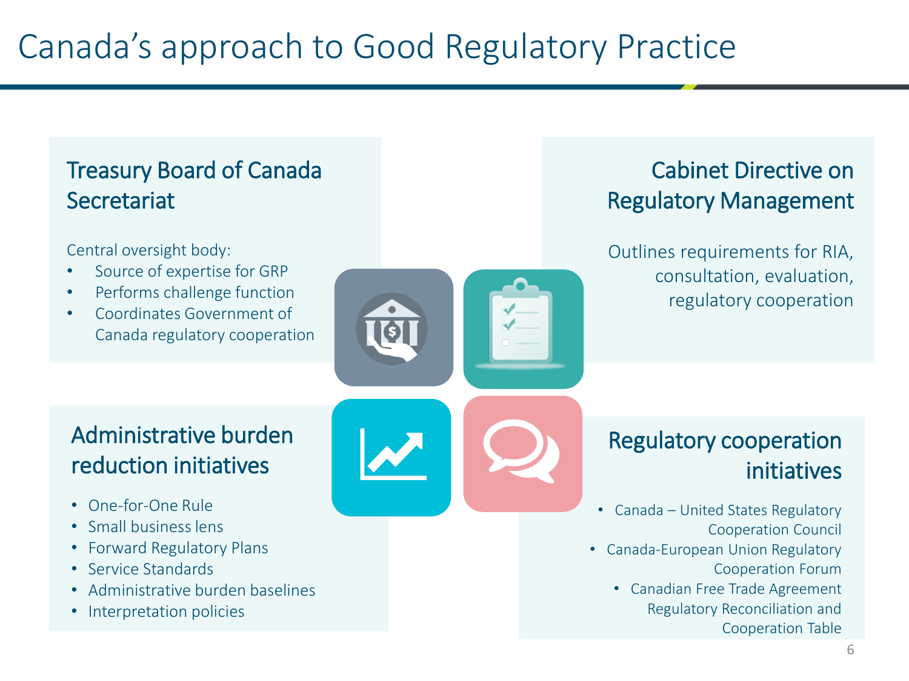# Canada's approach to Good Regulatory Practice

## Treasury Board of Canada Secretariat

Central oversight body:

- Source of expertise for GRP
- Performs challenge function
- Coordinates Government of Canada regulatory cooperation

## Cabinet Directive on Regulatory Management

Outlines requirements for RIA, consultation, evaluation, regulatory cooperation

## Administrative burden reduction initiatives

- One-for-One Rule
- Small business lens
- Forward Regulatory Plans
- Service Standards
- Administrative burden baselines
- Interpretation policies

## Regulatory cooperation initiatives

- Canada – United States Regulatory Cooperation Council
- Canada-European Union Regulatory Cooperation Forum
- Canadian Free Trade Agreement Regulatory Reconciliation and Cooperation Table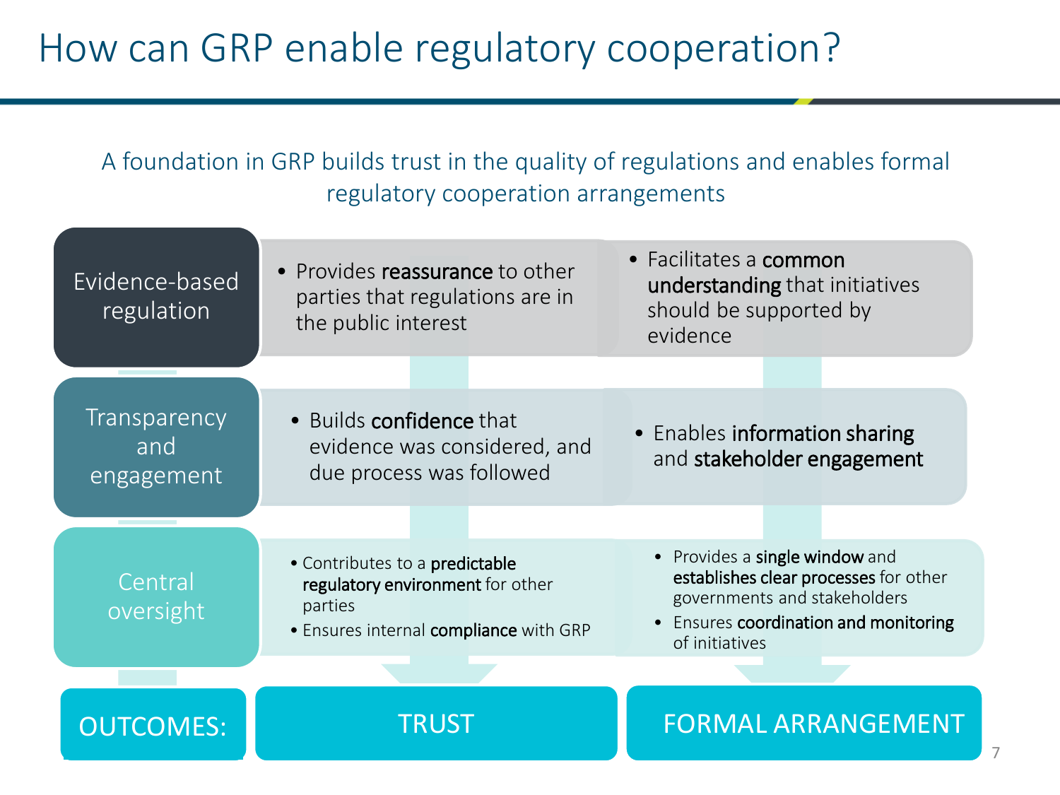# How can GRP enable regulatory cooperation?

A foundation in GRP builds trust in the quality of regulations and enables formal regulatory cooperation arrangements

| | TRUST | FORMAL ARRANGEMENT |
|---|---|---|
| **Evidence-based regulation** | • Provides **reassurance** to other parties that regulations are in the public interest | • Facilitates a **common understanding** that initiatives should be supported by evidence |
| **Transparency and engagement** | • Builds **confidence** that evidence was considered, and due process was followed | • Enables **information sharing** and **stakeholder engagement** |
| **Central oversight** | • Contributes to a **predictable regulatory environment** for other parties<br>• Ensures internal **compliance** with GRP | • Provides a **single window** and **establishes clear processes** for other governments and stakeholders<br>• Ensures **coordination and monitoring** of initiatives |

OUTCOMES: TRUST | FORMAL ARRANGEMENT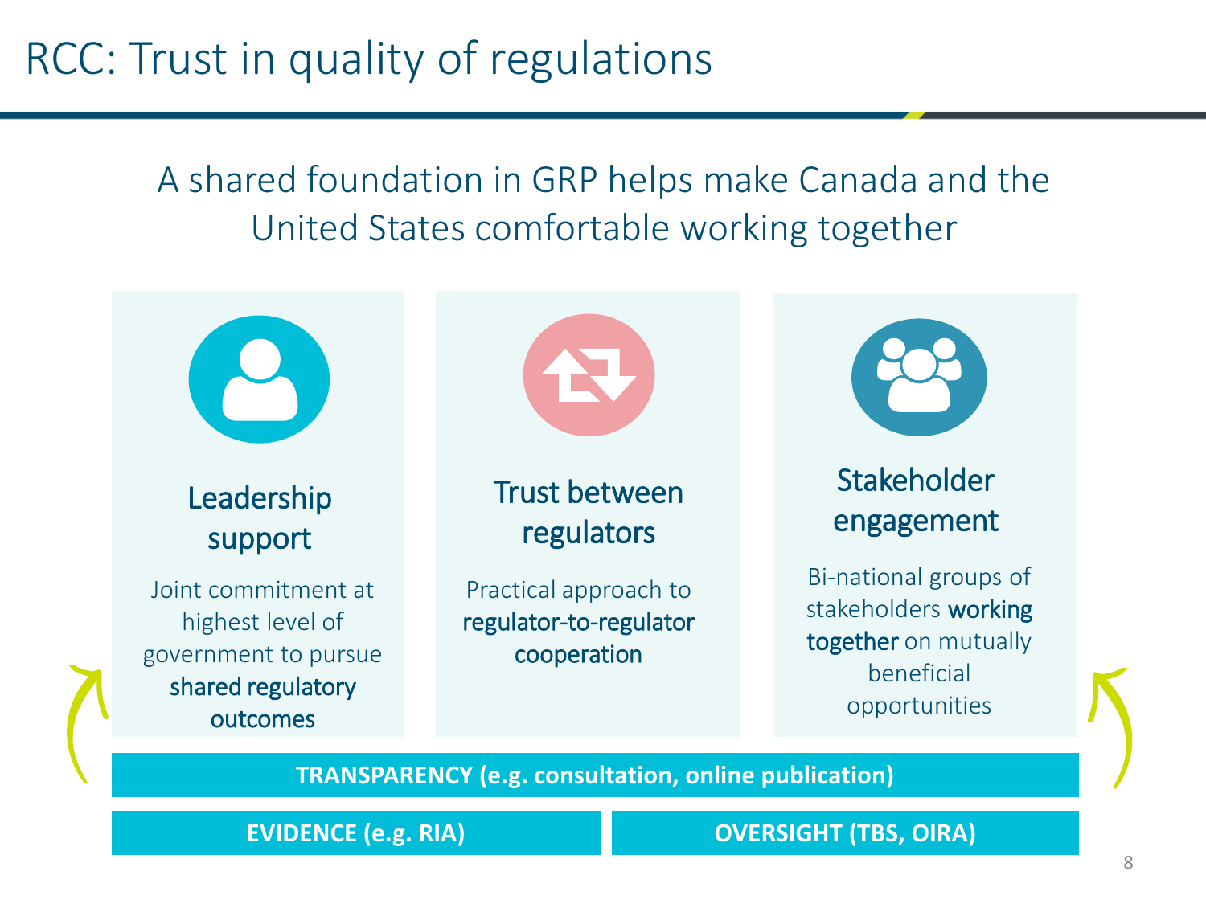# RCC: Trust in quality of regulations

A shared foundation in GRP helps make Canada and the United States comfortable working together

### Leadership support

Joint commitment at highest level of government to pursue **shared regulatory outcomes**

### Trust between regulators

Practical approach to **regulator-to-regulator cooperation**

### Stakeholder engagement

Bi-national groups of stakeholders **working together** on mutually beneficial opportunities

**TRANSPARENCY (e.g. consultation, online publication)**

**EVIDENCE (e.g. RIA)**

**OVERSIGHT (TBS, OIRA)**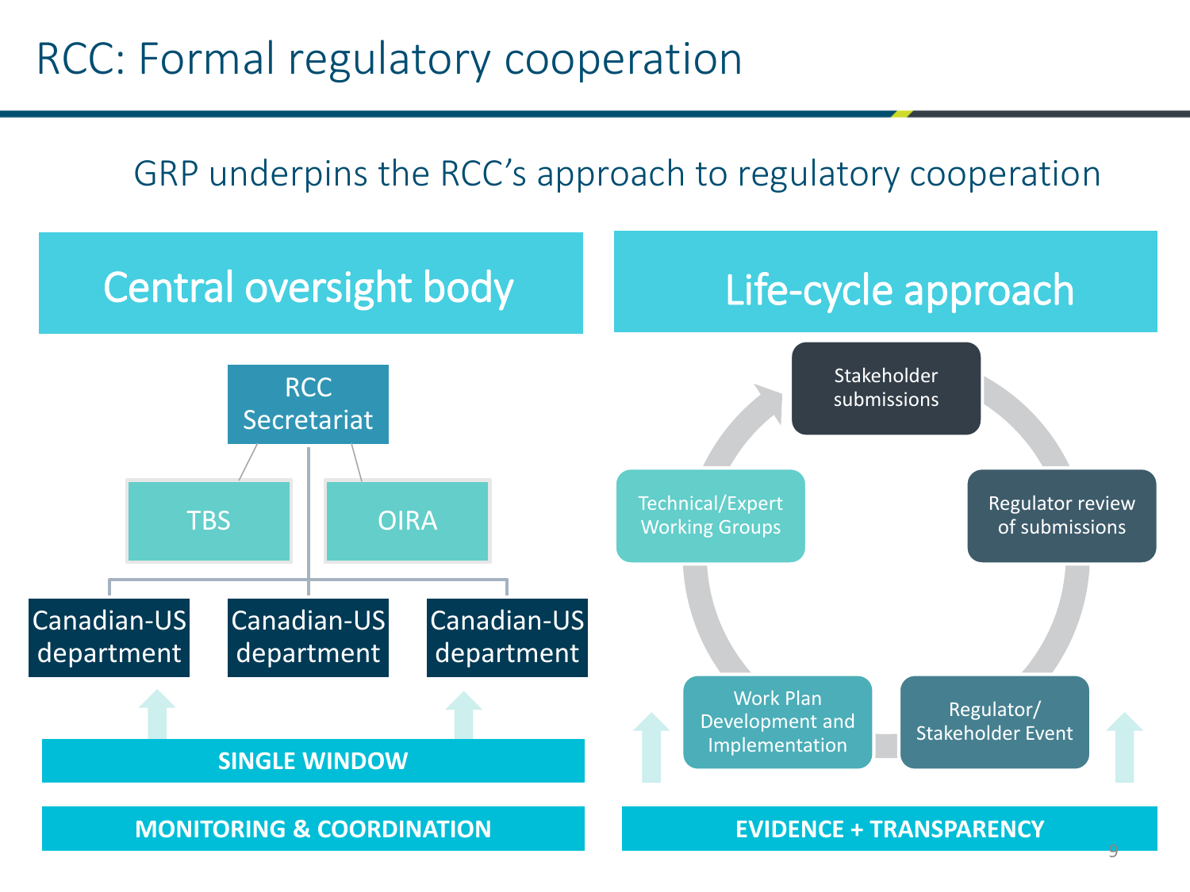# RCC: Formal regulatory cooperation

GRP underpins the RCC's approach to regulatory cooperation

## Central oversight body

RCC Secretariat

TBS

OIRA

Canadian-US department

Canadian-US department

Canadian-US department

**SINGLE WINDOW**

**MONITORING & COORDINATION**

## Life-cycle approach

Stakeholder submissions

Regulator review of submissions

Regulator/ Stakeholder Event

Work Plan Development and Implementation

Technical/Expert Working Groups

**EVIDENCE + TRANSPARENCY**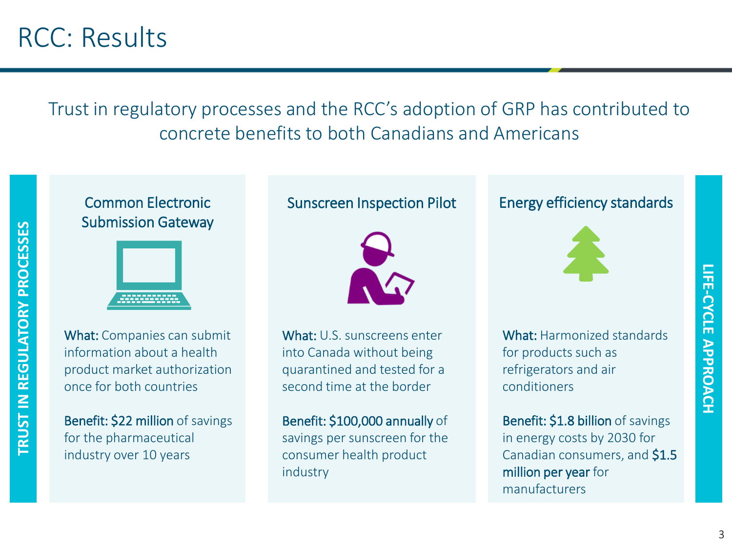# RCC: Results

Trust in regulatory processes and the RCC's adoption of GRP has contributed to concrete benefits to both Canadians and Americans

**TRUST IN REGULATORY PROCESSES**

### Common Electronic Submission Gateway

**What:** Companies can submit information about a health product market authorization once for both countries

**Benefit: $22 million** of savings for the pharmaceutical industry over 10 years

### Sunscreen Inspection Pilot

**What:** U.S. sunscreens enter into Canada without being quarantined and tested for a second time at the border

**Benefit: $100,000 annually** of savings per sunscreen for the consumer health product industry

### Energy efficiency standards

**What:** Harmonized standards for products such as refrigerators and air conditioners

**Benefit: $1.8 billion** of savings in energy costs by 2030 for Canadian consumers, and **$1.5 million per year** for manufacturers

**LIFE-CYCLE APPROACH**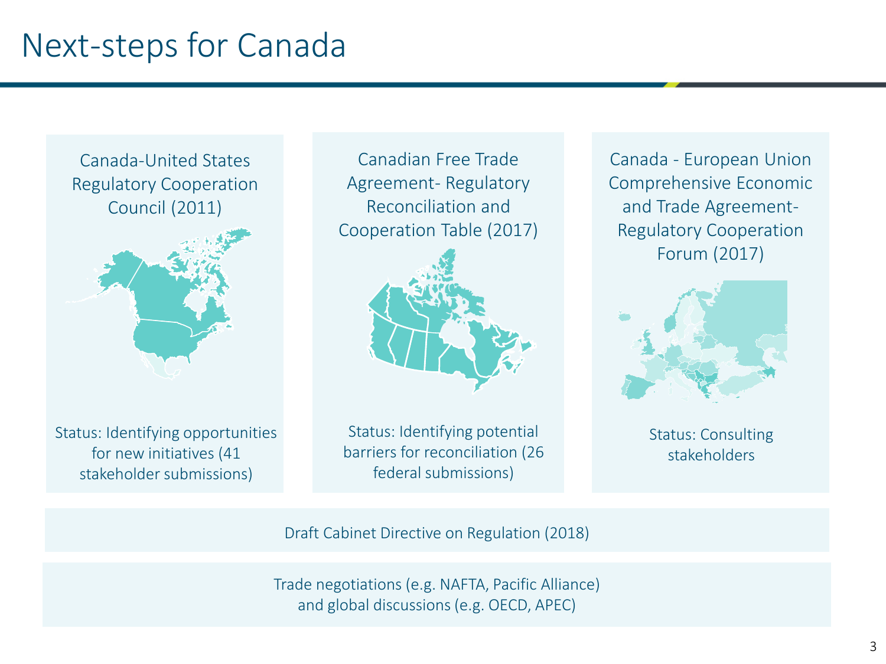# Next-steps for Canada

**Canada-United States Regulatory Cooperation Council (2011)**

Status: Identifying opportunities for new initiatives (41 stakeholder submissions)

**Canadian Free Trade Agreement- Regulatory Reconciliation and Cooperation Table (2017)**

Status: Identifying potential barriers for reconciliation (26 federal submissions)

**Canada - European Union Comprehensive Economic and Trade Agreement- Regulatory Cooperation Forum (2017)**

Status: Consulting stakeholders

Draft Cabinet Directive on Regulation (2018)

Trade negotiations (e.g. NAFTA, Pacific Alliance) and global discussions (e.g. OECD, APEC)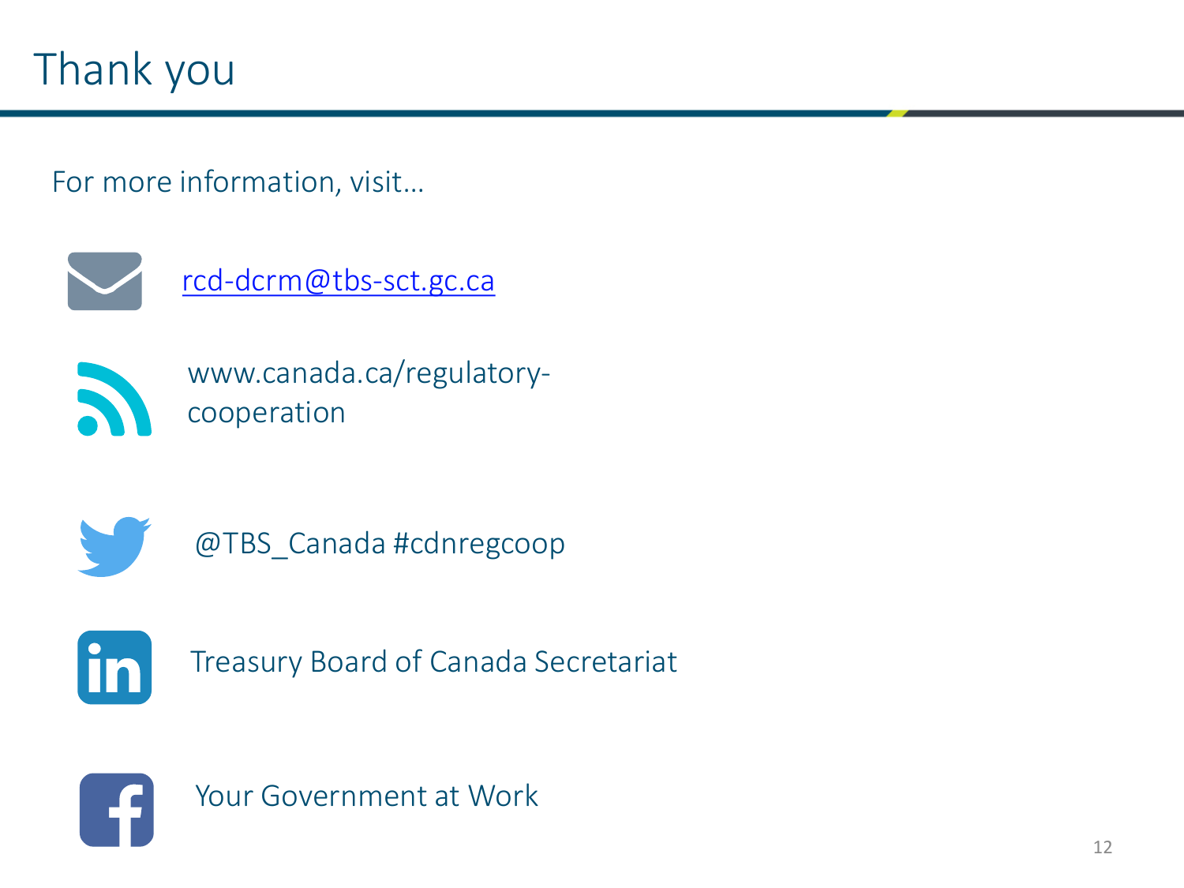# Thank you

For more information, visit…

- rcd-dcrm@tbs-sct.gc.ca
- www.canada.ca/regulatory-cooperation
- @TBS_Canada #cdnregcoop
- Treasury Board of Canada Secretariat
- Your Government at Work